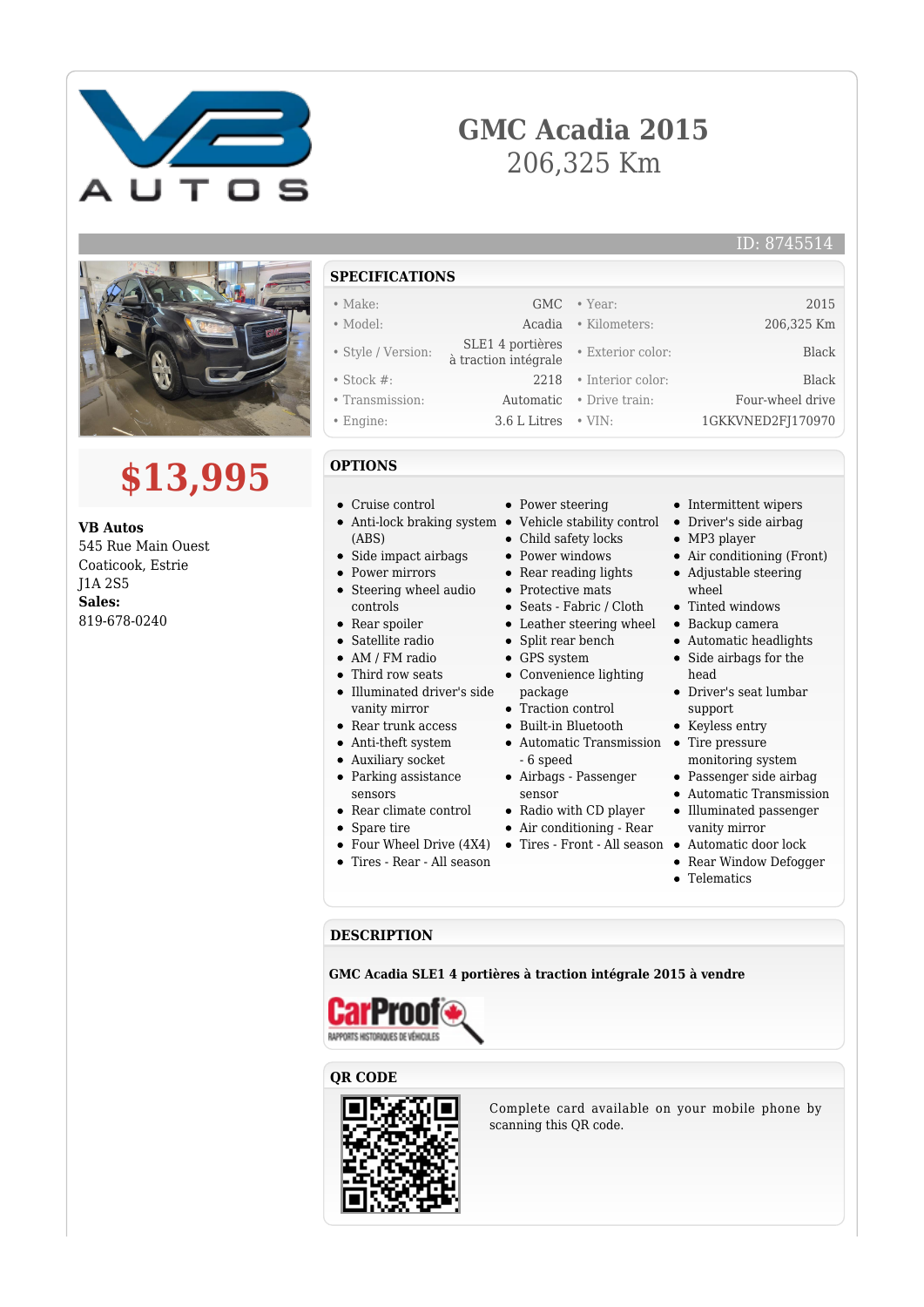# GMC Acadia 2015

206,325 Km

ID: 8745514

## $13,995

**VB Autos**
545 Rue Main Ouest
Coaticook, Estrie
J1A 2S5
**Sales:**
819-678-0240

## SPECIFICATIONS

| | | | |
|---|---|---|---|
| Make: | GMC | Year: | 2015 |
| Model: | Acadia | Kilometers: | 206,325 Km |
| Style / Version: | SLE1 4 portières à traction intégrale | Exterior color: | Black |
| Stock #: | 2218 | Interior color: | Black |
| Transmission: | Automatic | Drive train: | Four-wheel drive |
| Engine: | 3.6 L Litres | VIN: | 1GKKVNED2FJ170970 |

## OPTIONS

- Cruise control
- Anti-lock braking system (ABS)
- Side impact airbags
- Power mirrors
- Steering wheel audio controls
- Rear spoiler
- Satellite radio
- AM / FM radio
- Third row seats
- Illuminated driver's side vanity mirror
- Rear trunk access
- Anti-theft system
- Auxiliary socket
- Parking assistance sensors
- Rear climate control
- Spare tire
- Four Wheel Drive (4X4)
- Tires - Rear - All season
- Power steering
- Vehicle stability control
- Child safety locks
- Power windows
- Rear reading lights
- Protective mats
- Seats - Fabric / Cloth
- Leather steering wheel
- Split rear bench
- GPS system
- Convenience lighting package
- Traction control
- Built-in Bluetooth
- Automatic Transmission - 6 speed
- Airbags - Passenger sensor
- Radio with CD player
- Air conditioning - Rear
- Tires - Front - All season
- Intermittent wipers
- Driver's side airbag
- MP3 player
- Air conditioning (Front)
- Adjustable steering wheel
- Tinted windows
- Backup camera
- Automatic headlights
- Side airbags for the head
- Driver's seat lumbar support
- Keyless entry
- Tire pressure monitoring system
- Passenger side airbag
- Automatic Transmission
- Illuminated passenger vanity mirror
- Automatic door lock
- Rear Window Defogger
- Telematics

## DESCRIPTION

**GMC Acadia SLE1 4 portières à traction intégrale 2015 à vendre**

CarProof RAPPORTS HISTORIQUES DE VÉHICULES

## QR CODE

Complete card available on your mobile phone by scanning this QR code.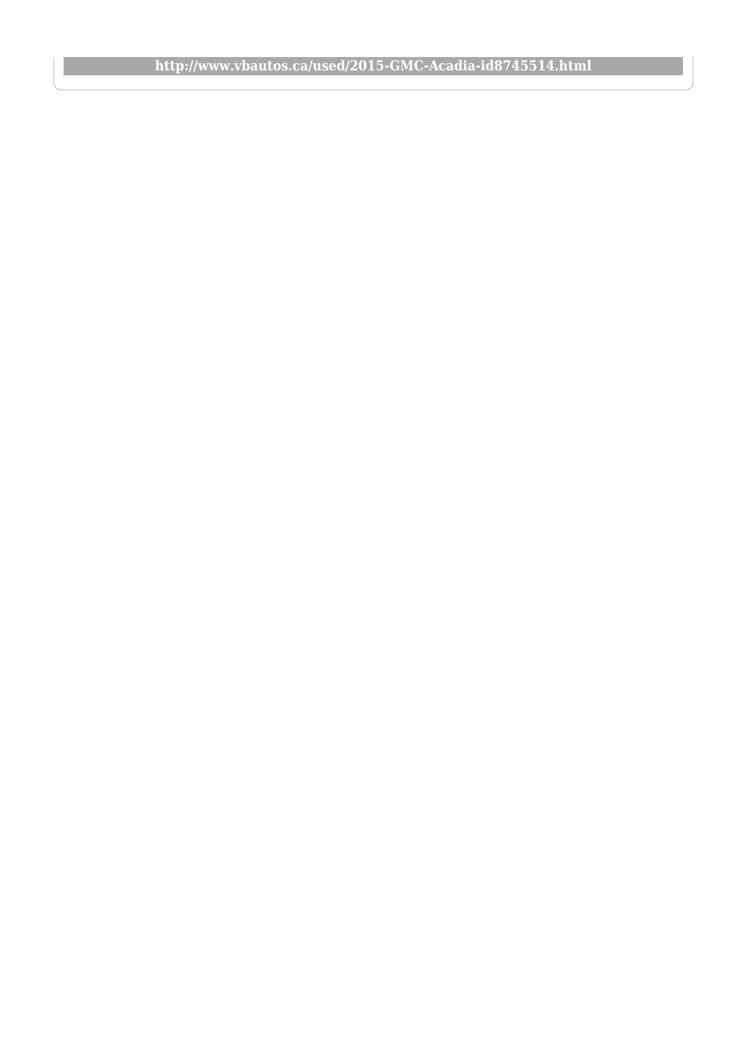http://www.vbautos.ca/used/2015-GMC-Acadia-id8745514.html